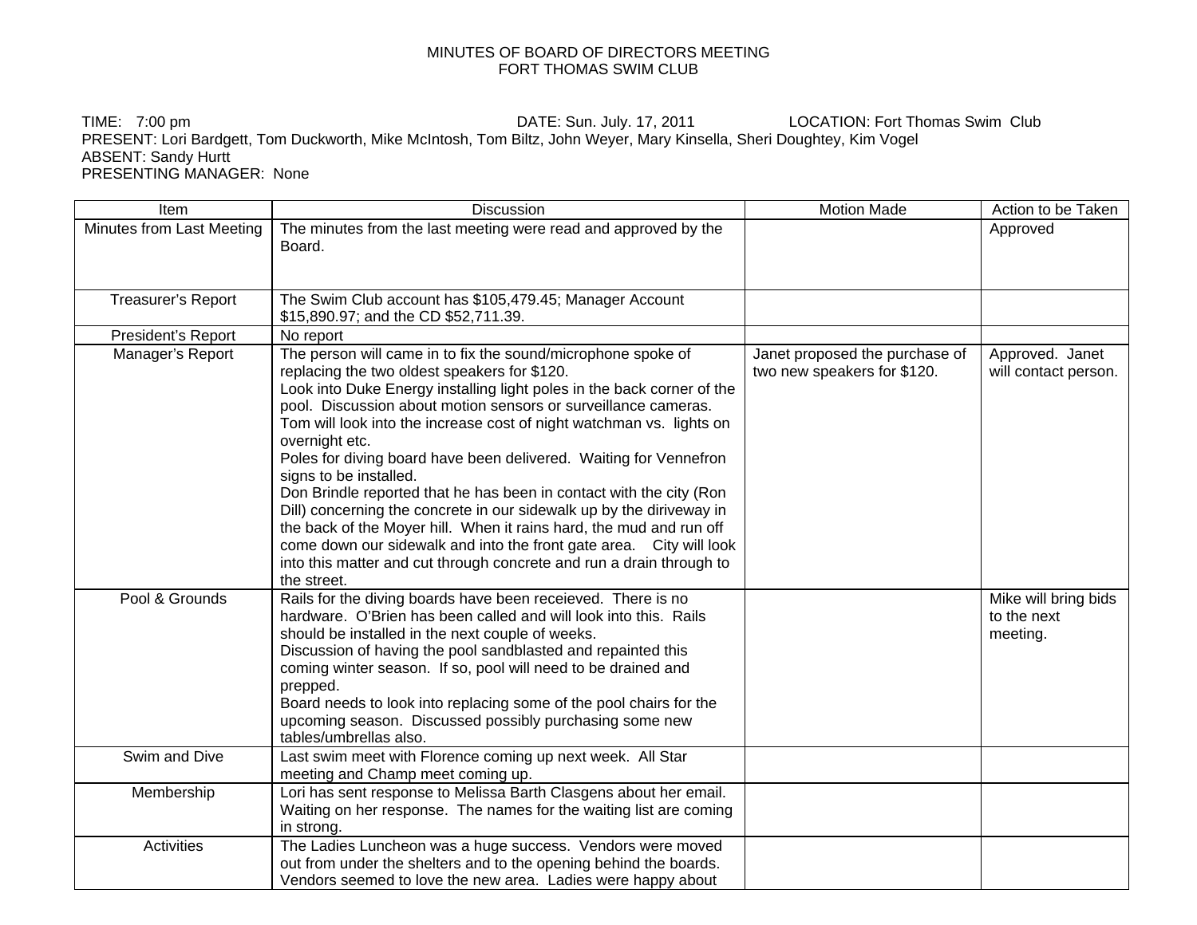# MINUTES OF BOARD OF DIRECTORS MEETING
# FORT THOMAS SWIM CLUB

TIME: 7:00 pm DATE: Sun. July. 17, 2011 LOCATION: Fort Thomas Swim Club
PRESENT: Lori Bardgett, Tom Duckworth, Mike McIntosh, Tom Biltz, John Weyer, Mary Kinsella, Sheri Doughtey, Kim Vogel
ABSENT: Sandy Hurtt
PRESENTING MANAGER: None

| Item | Discussion | Motion Made | Action to be Taken |
|---|---|---|---|
| Minutes from Last Meeting | The minutes from the last meeting were read and approved by the Board. | | Approved |
| Treasurer's Report | The Swim Club account has $105,479.45; Manager Account $15,890.97; and the CD $52,711.39. | | |
| President's Report | No report | | |
| Manager's Report | The person will came in to fix the sound/microphone spoke of replacing the two oldest speakers for $120.<br>Look into Duke Energy installing light poles in the back corner of the pool. Discussion about motion sensors or surveillance cameras. Tom will look into the increase cost of night watchman vs. lights on overnight etc.<br>Poles for diving board have been delivered. Waiting for Vennefron signs to be installed.<br>Don Brindle reported that he has been in contact with the city (Ron Dill) concerning the concrete in our sidewalk up by the diriveway in the back of the Moyer hill. When it rains hard, the mud and run off come down our sidewalk and into the front gate area. City will look into this matter and cut through concrete and run a drain through to the street. | Janet proposed the purchase of two new speakers for $120. | Approved. Janet will contact person. |
| Pool & Grounds | Rails for the diving boards have been receieved. There is no hardware. O'Brien has been called and will look into this. Rails should be installed in the next couple of weeks.<br>Discussion of having the pool sandblasted and repainted this coming winter season. If so, pool will need to be drained and prepped.<br>Board needs to look into replacing some of the pool chairs for the upcoming season. Discussed possibly purchasing some new tables/umbrellas also. | | Mike will bring bids to the next meeting. |
| Swim and Dive | Last swim meet with Florence coming up next week. All Star meeting and Champ meet coming up. | | |
| Membership | Lori has sent response to Melissa Barth Clasgens about her email. Waiting on her response. The names for the waiting list are coming in strong. | | |
| Activities | The Ladies Luncheon was a huge success. Vendors were moved out from under the shelters and to the opening behind the boards. Vendors seemed to love the new area. Ladies were happy about | | |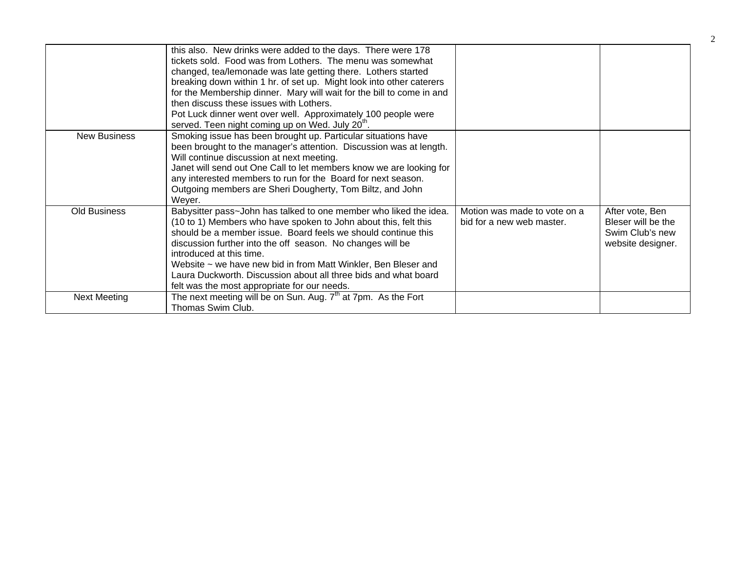| | | | |
|---|---|---|---|
| | this also. New drinks were added to the days. There were 178 tickets sold. Food was from Lothers. The menu was somewhat changed, tea/lemonade was late getting there. Lothers started breaking down within 1 hr. of set up. Might look into other caterers for the Membership dinner. Mary will wait for the bill to come in and then discuss these issues with Lothers.<br>Pot Luck dinner went over well. Approximately 100 people were served. Teen night coming up on Wed. July 20th. | | |
| New Business | Smoking issue has been brought up. Particular situations have been brought to the manager's attention. Discussion was at length. Will continue discussion at next meeting.<br>Janet will send out One Call to let members know we are looking for any interested members to run for the Board for next season. Outgoing members are Sheri Dougherty, Tom Biltz, and John Weyer. | | |
| Old Business | Babysitter pass~John has talked to one member who liked the idea. (10 to 1) Members who have spoken to John about this, felt this should be a member issue. Board feels we should continue this discussion further into the off season. No changes will be introduced at this time.<br>Website ~ we have new bid in from Matt Winkler, Ben Bleser and Laura Duckworth. Discussion about all three bids and what board felt was the most appropriate for our needs. | Motion was made to vote on a bid for a new web master. | After vote, Ben Bleser will be the Swim Club's new website designer. |
| Next Meeting | The next meeting will be on Sun. Aug. 7th at 7pm. As the Fort Thomas Swim Club. | | |